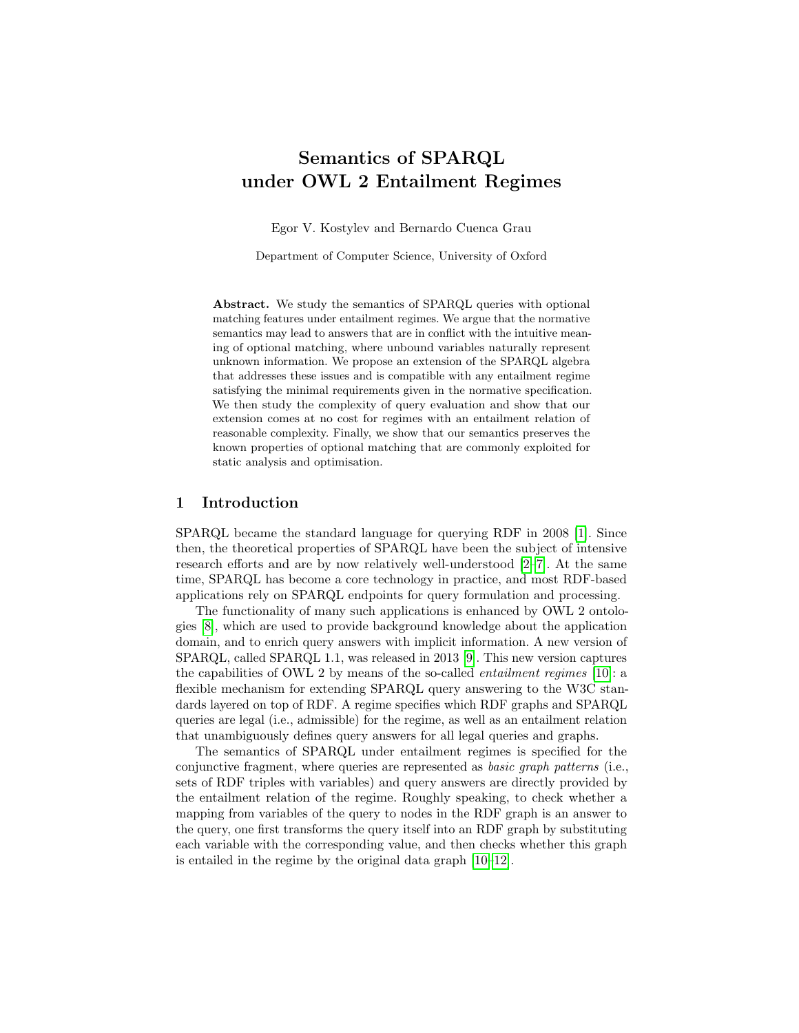# Semantics of SPARQL under OWL 2 Entailment Regimes

Egor V. Kostylev and Bernardo Cuenca Grau

Department of Computer Science, University of Oxford

**Abstract.** We study the semantics of SPARQL queries with optional matching features under entailment regimes. We argue that the normative semantics may lead to answers that are in conflict with the intuitive meaning of optional matching, where unbound variables naturally represent unknown information. We propose an extension of the SPARQL algebra that addresses these issues and is compatible with any entailment regime satisfying the minimal requirements given in the normative specification. We then study the complexity of query evaluation and show that our extension comes at no cost for regimes with an entailment relation of reasonable complexity. Finally, we show that our semantics preserves the known properties of optional matching that are commonly exploited for static analysis and optimisation.

## 1 Introduction

SPARQL became the standard language for querying RDF in 2008 [1]. Since then, the theoretical properties of SPARQL have been the subject of intensive research efforts and are by now relatively well-understood [2–7]. At the same time, SPARQL has become a core technology in practice, and most RDF-based applications rely on SPARQL endpoints for query formulation and processing.

The functionality of many such applications is enhanced by OWL 2 ontologies [8], which are used to provide background knowledge about the application domain, and to enrich query answers with implicit information. A new version of SPARQL, called SPARQL 1.1, was released in 2013 [9]. This new version captures the capabilities of OWL 2 by means of the so-called *entailment regimes* [10]: a flexible mechanism for extending SPARQL query answering to the W3C standards layered on top of RDF. A regime specifies which RDF graphs and SPARQL queries are legal (i.e., admissible) for the regime, as well as an entailment relation that unambiguously defines query answers for all legal queries and graphs.

The semantics of SPARQL under entailment regimes is specified for the conjunctive fragment, where queries are represented as *basic graph patterns* (i.e., sets of RDF triples with variables) and query answers are directly provided by the entailment relation of the regime. Roughly speaking, to check whether a mapping from variables of the query to nodes in the RDF graph is an answer to the query, one first transforms the query itself into an RDF graph by substituting each variable with the corresponding value, and then checks whether this graph is entailed in the regime by the original data graph [10–12].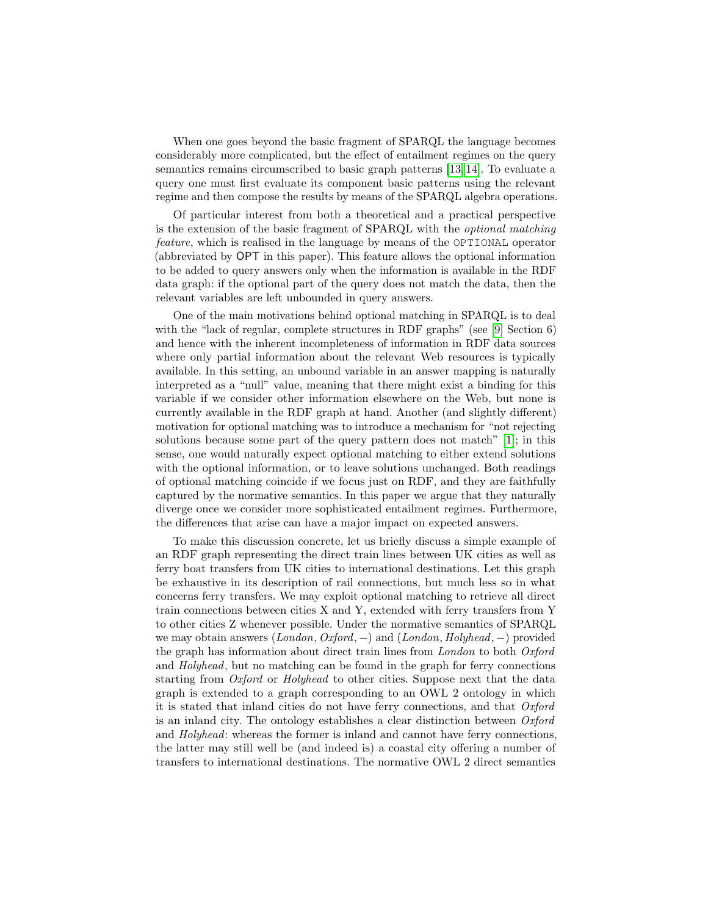When one goes beyond the basic fragment of SPARQL the language becomes considerably more complicated, but the effect of entailment regimes on the query semantics remains circumscribed to basic graph patterns [13,14]. To evaluate a query one must first evaluate its component basic patterns using the relevant regime and then compose the results by means of the SPARQL algebra operations.

Of particular interest from both a theoretical and a practical perspective is the extension of the basic fragment of SPARQL with the *optional matching feature*, which is realised in the language by means of the `OPTIONAL` operator (abbreviated by OPT in this paper). This feature allows the optional information to be added to query answers only when the information is available in the RDF data graph: if the optional part of the query does not match the data, then the relevant variables are left unbounded in query answers.

One of the main motivations behind optional matching in SPARQL is to deal with the "lack of regular, complete structures in RDF graphs" (see [9] Section 6) and hence with the inherent incompleteness of information in RDF data sources where only partial information about the relevant Web resources is typically available. In this setting, an unbound variable in an answer mapping is naturally interpreted as a "null" value, meaning that there might exist a binding for this variable if we consider other information elsewhere on the Web, but none is currently available in the RDF graph at hand. Another (and slightly different) motivation for optional matching was to introduce a mechanism for "not rejecting solutions because some part of the query pattern does not match" [1]; in this sense, one would naturally expect optional matching to either extend solutions with the optional information, or to leave solutions unchanged. Both readings of optional matching coincide if we focus just on RDF, and they are faithfully captured by the normative semantics. In this paper we argue that they naturally diverge once we consider more sophisticated entailment regimes. Furthermore, the differences that arise can have a major impact on expected answers.

To make this discussion concrete, let us briefly discuss a simple example of an RDF graph representing the direct train lines between UK cities as well as ferry boat transfers from UK cities to international destinations. Let this graph be exhaustive in its description of rail connections, but much less so in what concerns ferry transfers. We may exploit optional matching to retrieve all direct train connections between cities X and Y, extended with ferry transfers from Y to other cities Z whenever possible. Under the normative semantics of SPARQL we may obtain answers $(London, Oxford, -)$ and $(London, Holyhead, -)$ provided the graph has information about direct train lines from *London* to both *Oxford* and *Holyhead*, but no matching can be found in the graph for ferry connections starting from *Oxford* or *Holyhead* to other cities. Suppose next that the data graph is extended to a graph corresponding to an OWL 2 ontology in which it is stated that inland cities do not have ferry connections, and that *Oxford* is an inland city. The ontology establishes a clear distinction between *Oxford* and *Holyhead*: whereas the former is inland and cannot have ferry connections, the latter may still well be (and indeed is) a coastal city offering a number of transfers to international destinations. The normative OWL 2 direct semantics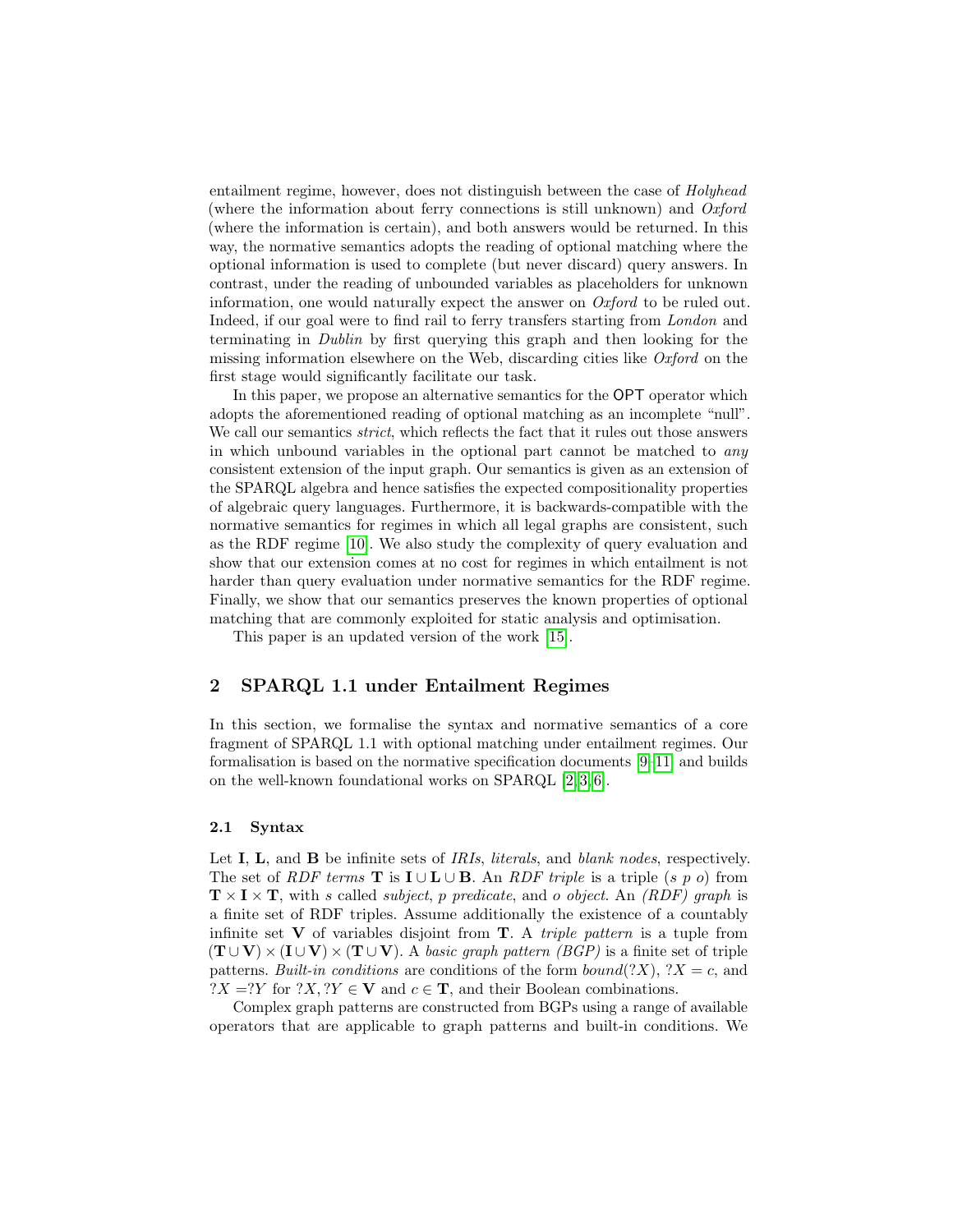entailment regime, however, does not distinguish between the case of *Holyhead* (where the information about ferry connections is still unknown) and *Oxford* (where the information is certain), and both answers would be returned. In this way, the normative semantics adopts the reading of optional matching where the optional information is used to complete (but never discard) query answers. In contrast, under the reading of unbounded variables as placeholders for unknown information, one would naturally expect the answer on *Oxford* to be ruled out. Indeed, if our goal were to find rail to ferry transfers starting from *London* and terminating in *Dublin* by first querying this graph and then looking for the missing information elsewhere on the Web, discarding cities like *Oxford* on the first stage would significantly facilitate our task.

In this paper, we propose an alternative semantics for the OPT operator which adopts the aforementioned reading of optional matching as an incomplete "null". We call our semantics *strict*, which reflects the fact that it rules out those answers in which unbound variables in the optional part cannot be matched to *any* consistent extension of the input graph. Our semantics is given as an extension of the SPARQL algebra and hence satisfies the expected compositionality properties of algebraic query languages. Furthermore, it is backwards-compatible with the normative semantics for regimes in which all legal graphs are consistent, such as the RDF regime [10]. We also study the complexity of query evaluation and show that our extension comes at no cost for regimes in which entailment is not harder than query evaluation under normative semantics for the RDF regime. Finally, we show that our semantics preserves the known properties of optional matching that are commonly exploited for static analysis and optimisation.

This paper is an updated version of the work [15].

## 2 SPARQL 1.1 under Entailment Regimes

In this section, we formalise the syntax and normative semantics of a core fragment of SPARQL 1.1 with optional matching under entailment regimes. Our formalisation is based on the normative specification documents [9–11] and builds on the well-known foundational works on SPARQL [2, 3, 6].

### 2.1 Syntax

Let $\mathbf{I}$, $\mathbf{L}$, and $\mathbf{B}$ be infinite sets of *IRIs*, *literals*, and *blank nodes*, respectively. The set of *RDF terms* $\mathbf{T}$ is $\mathbf{I} \cup \mathbf{L} \cup \mathbf{B}$. An *RDF triple* is a triple $(s\ p\ o)$ from $\mathbf{T} \times \mathbf{I} \times \mathbf{T}$, with $s$ called *subject*, $p$ *predicate*, and $o$ *object*. An *(RDF) graph* is a finite set of RDF triples. Assume additionally the existence of a countably infinite set $\mathbf{V}$ of variables disjoint from $\mathbf{T}$. A *triple pattern* is a tuple from $(\mathbf{T} \cup \mathbf{V}) \times (\mathbf{I} \cup \mathbf{V}) \times (\mathbf{T} \cup \mathbf{V})$. A *basic graph pattern (BGP)* is a finite set of triple patterns. *Built-in conditions* are conditions of the form $bound(?X)$, $?X = c$, and $?X = ?Y$ for $?X, ?Y \in \mathbf{V}$ and $c \in \mathbf{T}$, and their Boolean combinations.

Complex graph patterns are constructed from BGPs using a range of available operators that are applicable to graph patterns and built-in conditions. We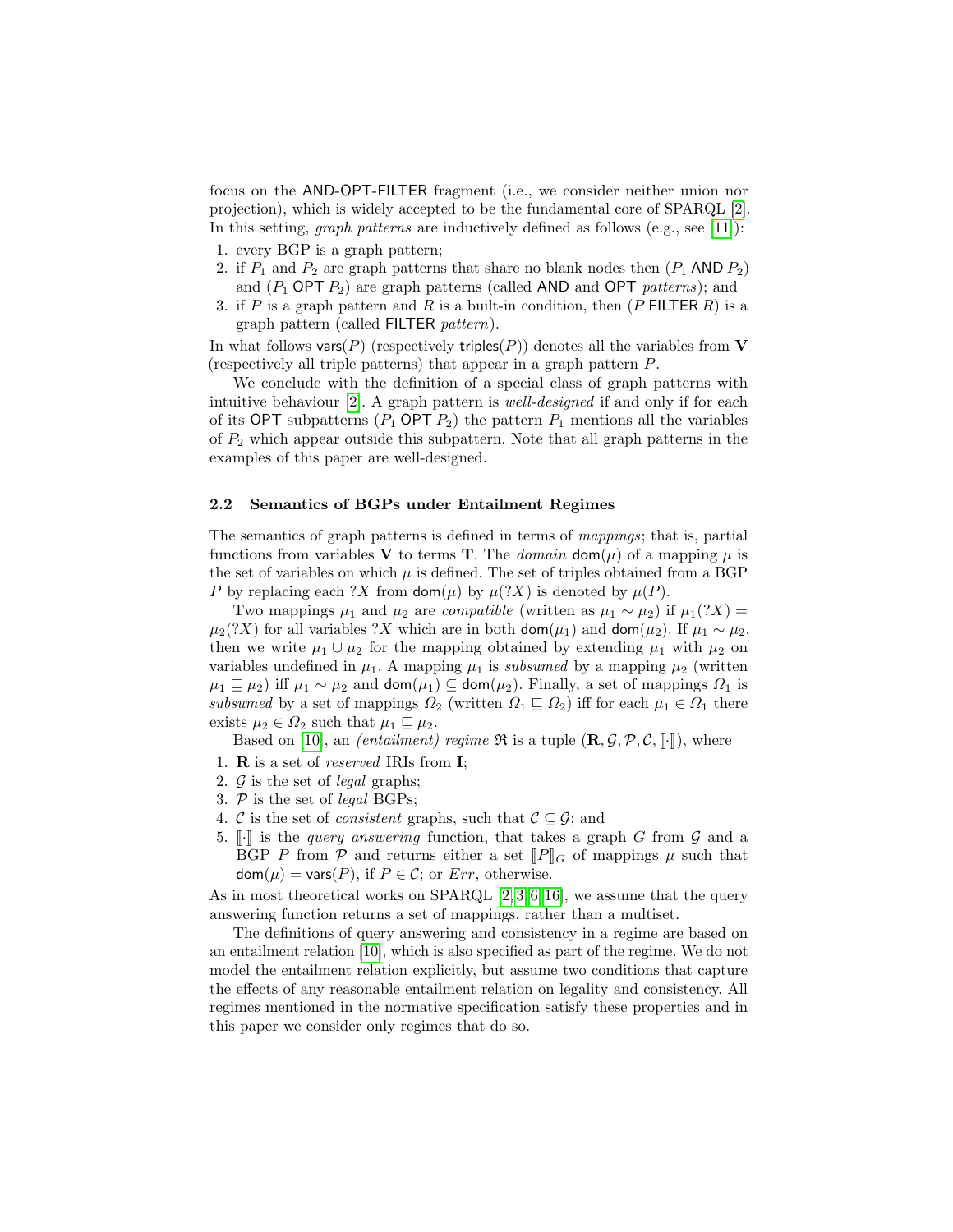focus on the AND-OPT-FILTER fragment (i.e., we consider neither union nor projection), which is widely accepted to be the fundamental core of SPARQL [2]. In this setting, *graph patterns* are inductively defined as follows (e.g., see [11]):

1. every BGP is a graph pattern;
2. if $P_1$ and $P_2$ are graph patterns that share no blank nodes then $(P_1 \ \mathsf{AND}\ P_2)$ and $(P_1 \ \mathsf{OPT}\ P_2)$ are graph patterns (called AND and OPT *patterns*); and
3. if $P$ is a graph pattern and $R$ is a built-in condition, then $(P \ \mathsf{FILTER}\ R)$ is a graph pattern (called FILTER *pattern*).

In what follows $\mathsf{vars}(P)$ (respectively $\mathsf{triples}(P)$) denotes all the variables from $\mathbf{V}$ (respectively all triple patterns) that appear in a graph pattern $P$.

We conclude with the definition of a special class of graph patterns with intuitive behaviour [2]. A graph pattern is *well-designed* if and only if for each of its OPT subpatterns $(P_1 \ \mathsf{OPT}\ P_2)$ the pattern $P_1$ mentions all the variables of $P_2$ which appear outside this subpattern. Note that all graph patterns in the examples of this paper are well-designed.

### 2.2 Semantics of BGPs under Entailment Regimes

The semantics of graph patterns is defined in terms of *mappings*; that is, partial functions from variables $\mathbf{V}$ to terms $\mathbf{T}$. The *domain* $\mathsf{dom}(\mu)$ of a mapping $\mu$ is the set of variables on which $\mu$ is defined. The set of triples obtained from a BGP $P$ by replacing each $?X$ from $\mathsf{dom}(\mu)$ by $\mu(?X)$ is denoted by $\mu(P)$.

Two mappings $\mu_1$ and $\mu_2$ are *compatible* (written as $\mu_1 \sim \mu_2$) if $\mu_1(?X) = \mu_2(?X)$ for all variables $?X$ which are in both $\mathsf{dom}(\mu_1)$ and $\mathsf{dom}(\mu_2)$. If $\mu_1 \sim \mu_2$, then we write $\mu_1 \cup \mu_2$ for the mapping obtained by extending $\mu_1$ with $\mu_2$ on variables undefined in $\mu_1$. A mapping $\mu_1$ is *subsumed* by a mapping $\mu_2$ (written $\mu_1 \sqsubseteq \mu_2$) iff $\mu_1 \sim \mu_2$ and $\mathsf{dom}(\mu_1) \subseteq \mathsf{dom}(\mu_2)$. Finally, a set of mappings $\Omega_1$ is *subsumed* by a set of mappings $\Omega_2$ (written $\Omega_1 \sqsubseteq \Omega_2$) iff for each $\mu_1 \in \Omega_1$ there exists $\mu_2 \in \Omega_2$ such that $\mu_1 \sqsubseteq \mu_2$.

Based on [10], an *(entailment) regime* $\mathfrak{R}$ is a tuple $(\mathbf{R}, \mathcal{G}, \mathcal{P}, \mathcal{C}, [\![\cdot]\!])$, where

1. $\mathbf{R}$ is a set of *reserved* IRIs from $\mathbf{I}$;
2. $\mathcal{G}$ is the set of *legal* graphs;
3. $\mathcal{P}$ is the set of *legal* BGPs;
4. $\mathcal{C}$ is the set of *consistent* graphs, such that $\mathcal{C} \subseteq \mathcal{G}$; and
5. $[\![\cdot]\!]$ is the *query answering* function, that takes a graph $G$ from $\mathcal{G}$ and a BGP $P$ from $\mathcal{P}$ and returns either a set $[\![P]\!]_G$ of mappings $\mu$ such that $\mathsf{dom}(\mu) = \mathsf{vars}(P)$, if $P \in \mathcal{C}$; or $Err$, otherwise.

As in most theoretical works on SPARQL [2,3,6,16], we assume that the query answering function returns a set of mappings, rather than a multiset.

The definitions of query answering and consistency in a regime are based on an entailment relation [10], which is also specified as part of the regime. We do not model the entailment relation explicitly, but assume two conditions that capture the effects of any reasonable entailment relation on legality and consistency. All regimes mentioned in the normative specification satisfy these properties and in this paper we consider only regimes that do so.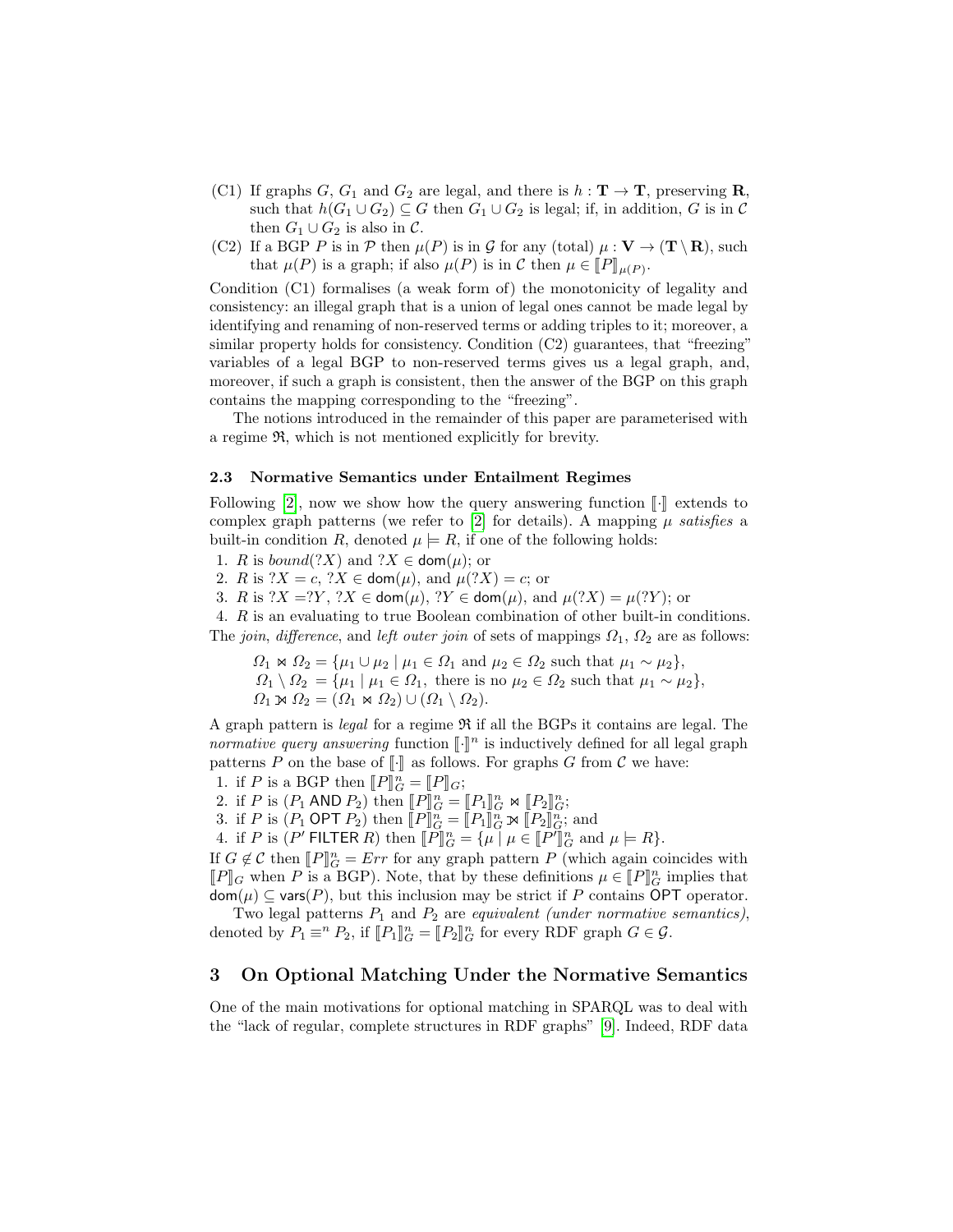(C1) If graphs $G$, $G_1$ and $G_2$ are legal, and there is $h : \mathbf{T} \to \mathbf{T}$, preserving $\mathbf{R}$, such that $h(G_1 \cup G_2) \subseteq G$ then $G_1 \cup G_2$ is legal; if, in addition, $G$ is in $\mathcal{C}$ then $G_1 \cup G_2$ is also in $\mathcal{C}$.

(C2) If a BGP $P$ is in $\mathcal{P}$ then $\mu(P)$ is in $\mathcal{G}$ for any (total) $\mu : \mathbf{V} \to (\mathbf{T} \setminus \mathbf{R})$, such that $\mu(P)$ is a graph; if also $\mu(P)$ is in $\mathcal{C}$ then $\mu \in [\![P]\!]_{\mu(P)}$.

Condition (C1) formalises (a weak form of) the monotonicity of legality and consistency: an illegal graph that is a union of legal ones cannot be made legal by identifying and renaming of non-reserved terms or adding triples to it; moreover, a similar property holds for consistency. Condition (C2) guarantees, that "freezing" variables of a legal BGP to non-reserved terms gives us a legal graph, and, moreover, if such a graph is consistent, then the answer of the BGP on this graph contains the mapping corresponding to the "freezing".

The notions introduced in the remainder of this paper are parameterised with a regime $\mathfrak{R}$, which is not mentioned explicitly for brevity.

### 2.3 Normative Semantics under Entailment Regimes

Following [2], now we show how the query answering function $[\![\cdot]\!]$ extends to complex graph patterns (we refer to [2] for details). A mapping $\mu$ *satisfies* a built-in condition $R$, denoted $\mu \models R$, if one of the following holds:

1. $R$ is *bound*$(?X)$ and $?X \in \mathsf{dom}(\mu)$; or
2. $R$ is $?X = c$, $?X \in \mathsf{dom}(\mu)$, and $\mu(?X) = c$; or
3. $R$ is $?X = ?Y$, $?X \in \mathsf{dom}(\mu)$, $?Y \in \mathsf{dom}(\mu)$, and $\mu(?X) = \mu(?Y)$; or
4. $R$ is an evaluating to true Boolean combination of other built-in conditions.

The *join*, *difference*, and *left outer join* of sets of mappings $\Omega_1$, $\Omega_2$ are as follows:

$$\Omega_1 \bowtie \Omega_2 = \{\mu_1 \cup \mu_2 \mid \mu_1 \in \Omega_1 \text{ and } \mu_2 \in \Omega_2 \text{ such that } \mu_1 \sim \mu_2\},$$
$$\Omega_1 \setminus \Omega_2 = \{\mu_1 \mid \mu_1 \in \Omega_1, \text{ there is no } \mu_2 \in \Omega_2 \text{ such that } \mu_1 \sim \mu_2\},$$
$$\Omega_1 ⟕ \Omega_2 = (\Omega_1 \bowtie \Omega_2) \cup (\Omega_1 \setminus \Omega_2).$$

A graph pattern is *legal* for a regime $\mathfrak{R}$ if all the BGPs it contains are legal. The *normative query answering* function $[\![\cdot]\!]^n$ is inductively defined for all legal graph patterns $P$ on the base of $[\![\cdot]\!]$ as follows. For graphs $G$ from $\mathcal{C}$ we have:

1. if $P$ is a BGP then $[\![P]\!]^n_G = [\![P]\!]_G$;
2. if $P$ is $(P_1\ \mathsf{AND}\ P_2)$ then $[\![P]\!]^n_G = [\![P_1]\!]^n_G \bowtie [\![P_2]\!]^n_G$;
3. if $P$ is $(P_1\ \mathsf{OPT}\ P_2)$ then $[\![P]\!]^n_G = [\![P_1]\!]^n_G ⟕ [\![P_2]\!]^n_G$; and
4. if $P$ is $(P'\ \mathsf{FILTER}\ R)$ then $[\![P]\!]^n_G = \{\mu \mid \mu \in [\![P']\!]^n_G \text{ and } \mu \models R\}$.

If $G \notin \mathcal{C}$ then $[\![P]\!]^n_G = Err$ for any graph pattern $P$ (which again coincides with $[\![P]\!]_G$ when $P$ is a BGP). Note, that by these definitions $\mu \in [\![P]\!]^n_G$ implies that $\mathsf{dom}(\mu) \subseteq \mathsf{vars}(P)$, but this inclusion may be strict if $P$ contains $\mathsf{OPT}$ operator.

Two legal patterns $P_1$ and $P_2$ are *equivalent (under normative semantics)*, denoted by $P_1 \equiv^n P_2$, if $[\![P_1]\!]^n_G = [\![P_2]\!]^n_G$ for every RDF graph $G \in \mathcal{G}$.

## 3 On Optional Matching Under the Normative Semantics

One of the main motivations for optional matching in SPARQL was to deal with the "lack of regular, complete structures in RDF graphs" [9]. Indeed, RDF data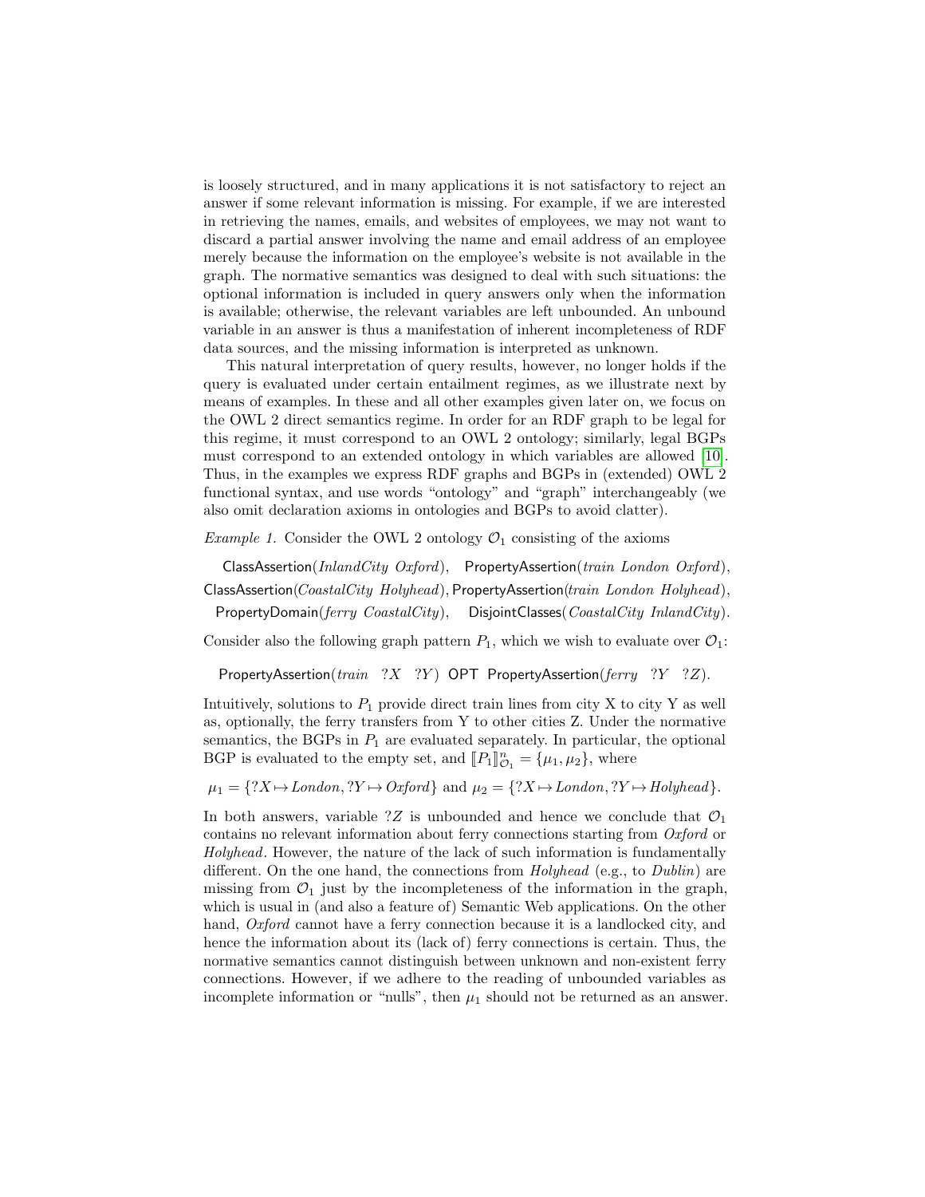is loosely structured, and in many applications it is not satisfactory to reject an answer if some relevant information is missing. For example, if we are interested in retrieving the names, emails, and websites of employees, we may not want to discard a partial answer involving the name and email address of an employee merely because the information on the employee's website is not available in the graph. The normative semantics was designed to deal with such situations: the optional information is included in query answers only when the information is available; otherwise, the relevant variables are left unbounded. An unbound variable in an answer is thus a manifestation of inherent incompleteness of RDF data sources, and the missing information is interpreted as unknown.

This natural interpretation of query results, however, no longer holds if the query is evaluated under certain entailment regimes, as we illustrate next by means of examples. In these and all other examples given later on, we focus on the OWL 2 direct semantics regime. In order for an RDF graph to be legal for this regime, it must correspond to an OWL 2 ontology; similarly, legal BGPs must correspond to an extended ontology in which variables are allowed [10]. Thus, in the examples we express RDF graphs and BGPs in (extended) OWL 2 functional syntax, and use words "ontology" and "graph" interchangeably (we also omit declaration axioms in ontologies and BGPs to avoid clatter).

*Example 1.* Consider the OWL 2 ontology $\mathcal{O}_1$ consisting of the axioms

$$\begin{gathered}\mathsf{ClassAssertion}(\mathit{InlandCity}\ \mathit{Oxford}),\quad \mathsf{PropertyAssertion}(\mathit{train}\ \mathit{London}\ \mathit{Oxford}),\\ \mathsf{ClassAssertion}(\mathit{CoastalCity}\ \mathit{Holyhead}), \mathsf{PropertyAssertion}(\mathit{train}\ \mathit{London}\ \mathit{Holyhead}),\\ \mathsf{PropertyDomain}(\mathit{ferry}\ \mathit{CoastalCity}),\quad \mathsf{DisjointClasses}(\mathit{CoastalCity}\ \mathit{InlandCity}).\end{gathered}$$

Consider also the following graph pattern $P_1$, which we wish to evaluate over $\mathcal{O}_1$:

$$\mathsf{PropertyAssertion}(\mathit{train}\ \ ?X\ \ ?Y)\ \mathsf{OPT}\ \mathsf{PropertyAssertion}(\mathit{ferry}\ \ ?Y\ \ ?Z).$$

Intuitively, solutions to $P_1$ provide direct train lines from city X to city Y as well as, optionally, the ferry transfers from Y to other cities Z. Under the normative semantics, the BGPs in $P_1$ are evaluated separately. In particular, the optional BGP is evaluated to the empty set, and $[\![P_1]\!]^n_{\mathcal{O}_1} = \{\mu_1, \mu_2\}$, where

$$\mu_1 = \{?X \mapsto \mathit{London}, ?Y \mapsto \mathit{Oxford}\} \text{ and } \mu_2 = \{?X \mapsto \mathit{London}, ?Y \mapsto \mathit{Holyhead}\}.$$

In both answers, variable $?Z$ is unbounded and hence we conclude that $\mathcal{O}_1$ contains no relevant information about ferry connections starting from *Oxford* or *Holyhead*. However, the nature of the lack of such information is fundamentally different. On the one hand, the connections from *Holyhead* (e.g., to *Dublin*) are missing from $\mathcal{O}_1$ just by the incompleteness of the information in the graph, which is usual in (and also a feature of) Semantic Web applications. On the other hand, *Oxford* cannot have a ferry connection because it is a landlocked city, and hence the information about its (lack of) ferry connections is certain. Thus, the normative semantics cannot distinguish between unknown and non-existent ferry connections. However, if we adhere to the reading of unbounded variables as incomplete information or "nulls", then $\mu_1$ should not be returned as an answer.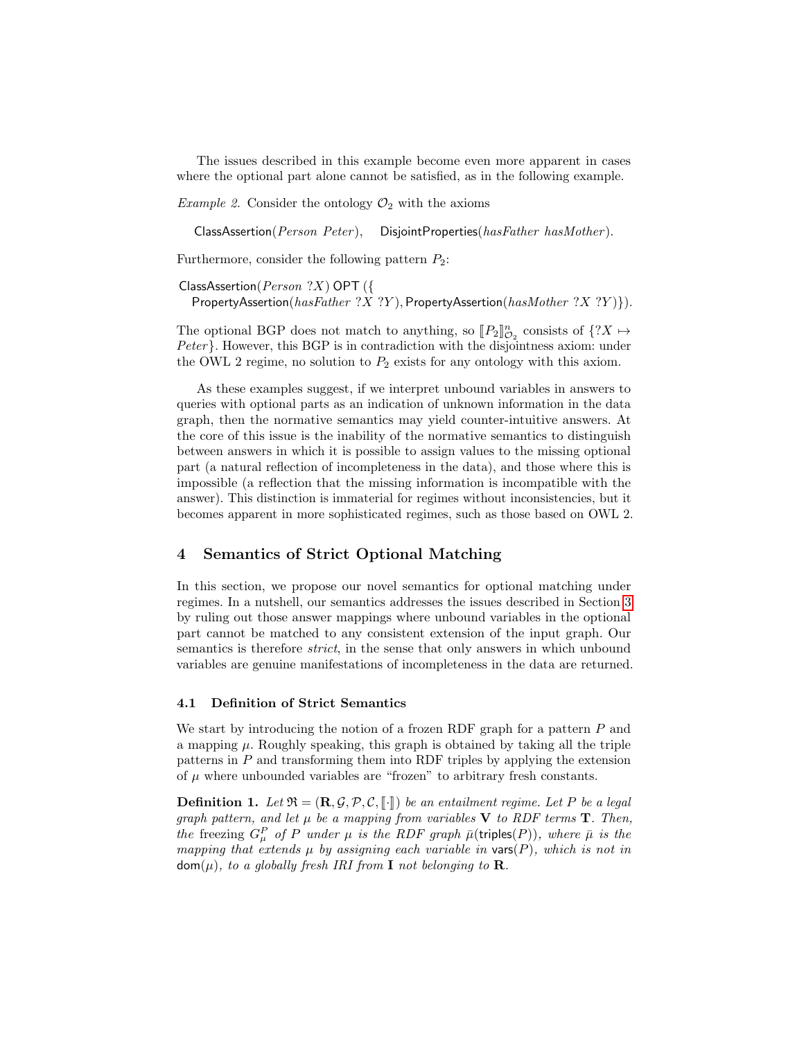The issues described in this example become even more apparent in cases where the optional part alone cannot be satisfied, as in the following example.

*Example 2.* Consider the ontology $\mathcal{O}_2$ with the axioms

$$\mathsf{ClassAssertion}(\mathit{Person}\ \mathit{Peter}), \quad \mathsf{DisjointProperties}(\mathit{hasFather}\ \mathit{hasMother}).$$

Furthermore, consider the following pattern $P_2$:

$$\mathsf{ClassAssertion}(\mathit{Person}\ ?X)\ \mathsf{OPT}\ (\{ \\ \mathsf{PropertyAssertion}(\mathit{hasFather}\ ?X\ ?Y), \mathsf{PropertyAssertion}(\mathit{hasMother}\ ?X\ ?Y)\}).$$

The optional BGP does not match to anything, so $[\![P_2]\!]^n_{\mathcal{O}_2}$ consists of $\{?X \mapsto \mathit{Peter}\}$. However, this BGP is in contradiction with the disjointness axiom: under the OWL 2 regime, no solution to $P_2$ exists for any ontology with this axiom.

As these examples suggest, if we interpret unbound variables in answers to queries with optional parts as an indication of unknown information in the data graph, then the normative semantics may yield counter-intuitive answers. At the core of this issue is the inability of the normative semantics to distinguish between answers in which it is possible to assign values to the missing optional part (a natural reflection of incompleteness in the data), and those where this is impossible (a reflection that the missing information is incompatible with the answer). This distinction is immaterial for regimes without inconsistencies, but it becomes apparent in more sophisticated regimes, such as those based on OWL 2.

## 4 Semantics of Strict Optional Matching

In this section, we propose our novel semantics for optional matching under regimes. In a nutshell, our semantics addresses the issues described in Section 3 by ruling out those answer mappings where unbound variables in the optional part cannot be matched to any consistent extension of the input graph. Our semantics is therefore *strict*, in the sense that only answers in which unbound variables are genuine manifestations of incompleteness in the data are returned.

### 4.1 Definition of Strict Semantics

We start by introducing the notion of a frozen RDF graph for a pattern $P$ and a mapping $\mu$. Roughly speaking, this graph is obtained by taking all the triple patterns in $P$ and transforming them into RDF triples by applying the extension of $\mu$ where unbounded variables are "frozen" to arbitrary fresh constants.

**Definition 1.** *Let $\mathfrak{R} = (\mathbf{R}, \mathcal{G}, \mathcal{P}, \mathcal{C}, [\![\cdot]\!])$ be an entailment regime. Let $P$ be a legal graph pattern, and let $\mu$ be a mapping from variables $\mathbf{V}$ to RDF terms $\mathbf{T}$. Then, the* freezing *$G^P_\mu$ of $P$ under $\mu$ is the RDF graph $\bar{\mu}(\mathsf{triples}(P))$, where $\bar{\mu}$ is the mapping that extends $\mu$ by assigning each variable in $\mathsf{vars}(P)$, which is not in $\mathsf{dom}(\mu)$, to a globally fresh IRI from $\mathbf{I}$ not belonging to $\mathbf{R}$.*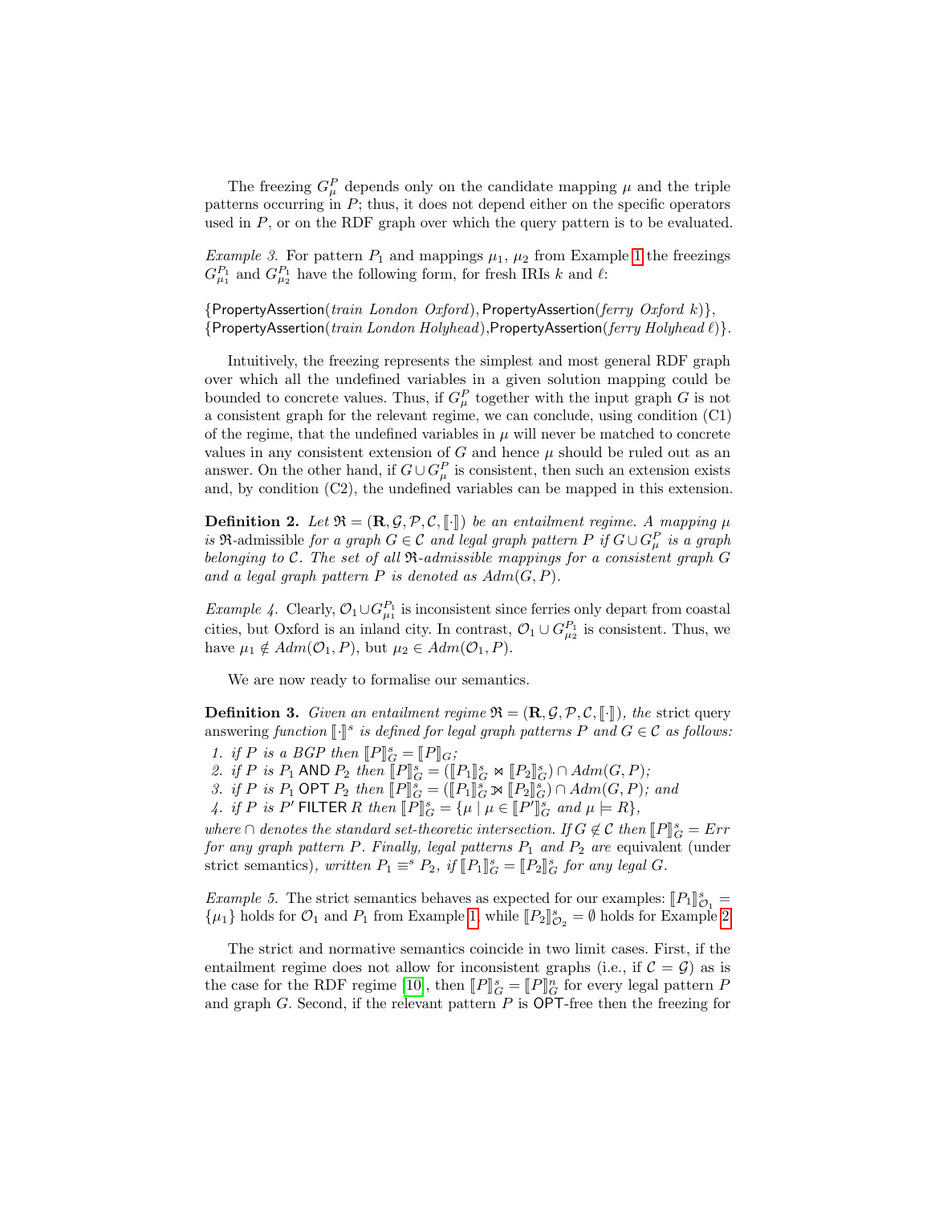The freezing $G^P_\mu$ depends only on the candidate mapping $\mu$ and the triple patterns occurring in $P$; thus, it does not depend either on the specific operators used in $P$, or on the RDF graph over which the query pattern is to be evaluated.

*Example 3.* For pattern $P_1$ and mappings $\mu_1$, $\mu_2$ from Example 1 the freezings $G^{P_1}_{\mu_1}$ and $G^{P_1}_{\mu_2}$ have the following form, for fresh IRIs $k$ and $\ell$:

$\{\mathsf{PropertyAssertion}(\mathit{train\ London\ Oxford}), \mathsf{PropertyAssertion}(\mathit{ferry\ Oxford\ k})\}$,
$\{\mathsf{PropertyAssertion}(\mathit{train\ London\ Holyhead}), \mathsf{PropertyAssertion}(\mathit{ferry\ Holyhead\ \ell})\}$.

Intuitively, the freezing represents the simplest and most general RDF graph over which all the undefined variables in a given solution mapping could be bounded to concrete values. Thus, if $G^P_\mu$ together with the input graph $G$ is not a consistent graph for the relevant regime, we can conclude, using condition (C1) of the regime, that the undefined variables in $\mu$ will never be matched to concrete values in any consistent extension of $G$ and hence $\mu$ should be ruled out as an answer. On the other hand, if $G \cup G^P_\mu$ is consistent, then such an extension exists and, by condition (C2), the undefined variables can be mapped in this extension.

**Definition 2.** *Let $\mathfrak{R} = (\mathbf{R}, \mathcal{G}, \mathcal{P}, \mathcal{C}, [\![\cdot]\!])$ be an entailment regime. A mapping $\mu$ is* $\mathfrak{R}$-admissible *for a graph $G \in \mathcal{C}$ and legal graph pattern $P$ if $G \cup G^P_\mu$ is a graph belonging to $\mathcal{C}$. The set of all $\mathfrak{R}$-admissible mappings for a consistent graph $G$ and a legal graph pattern $P$ is denoted as $\mathit{Adm}(G, P)$.*

*Example 4.* Clearly, $\mathcal{O}_1 \cup G^{P_1}_{\mu_1}$ is inconsistent since ferries only depart from coastal cities, but Oxford is an inland city. In contrast, $\mathcal{O}_1 \cup G^{P_1}_{\mu_2}$ is consistent. Thus, we have $\mu_1 \notin \mathit{Adm}(\mathcal{O}_1, P)$, but $\mu_2 \in \mathit{Adm}(\mathcal{O}_1, P)$.

We are now ready to formalise our semantics.

**Definition 3.** *Given an entailment regime $\mathfrak{R} = (\mathbf{R}, \mathcal{G}, \mathcal{P}, \mathcal{C}, [\![\cdot]\!])$, the* strict query answering *function $[\![\cdot]\!]^s$ is defined for legal graph patterns $P$ and $G \in \mathcal{C}$ as follows:*

1. *if $P$ is a BGP then $[\![P]\!]^s_G = [\![P]\!]_G$;*
2. *if $P$ is $P_1$ $\mathsf{AND}$ $P_2$ then $[\![P]\!]^s_G = ([\![P_1]\!]^s_G \bowtie [\![P_2]\!]^s_G) \cap \mathit{Adm}(G, P)$;*
3. *if $P$ is $P_1$ $\mathsf{OPT}$ $P_2$ then $[\![P]\!]^s_G = ([\![P_1]\!]^s_G ⟕ [\![P_2]\!]^s_G) \cap \mathit{Adm}(G, P)$; and*
4. *if $P$ is $P'$ $\mathsf{FILTER}$ $R$ then $[\![P]\!]^s_G = \{\mu \mid \mu \in [\![P']\!]^s_G \text{ and } \mu \models R\}$,*

*where $\cap$ denotes the standard set-theoretic intersection. If $G \notin \mathcal{C}$ then $[\![P]\!]^s_G = \mathit{Err}$ for any graph pattern $P$. Finally, legal patterns $P_1$ and $P_2$ are* equivalent *(under strict semantics), written $P_1 \equiv^s P_2$, if $[\![P_1]\!]^s_G = [\![P_2]\!]^s_G$ for any legal $G$.*

*Example 5.* The strict semantics behaves as expected for our examples: $[\![P_1]\!]^s_{\mathcal{O}_1} = \{\mu_1\}$ holds for $\mathcal{O}_1$ and $P_1$ from Example 1, while $[\![P_2]\!]^s_{\mathcal{O}_2} = \emptyset$ holds for Example 2.

The strict and normative semantics coincide in two limit cases. First, if the entailment regime does not allow for inconsistent graphs (i.e., if $\mathcal{C} = \mathcal{G}$) as is the case for the RDF regime [10], then $[\![P]\!]^s_G = [\![P]\!]^n_G$ for every legal pattern $P$ and graph $G$. Second, if the relevant pattern $P$ is $\mathsf{OPT}$-free then the freezing for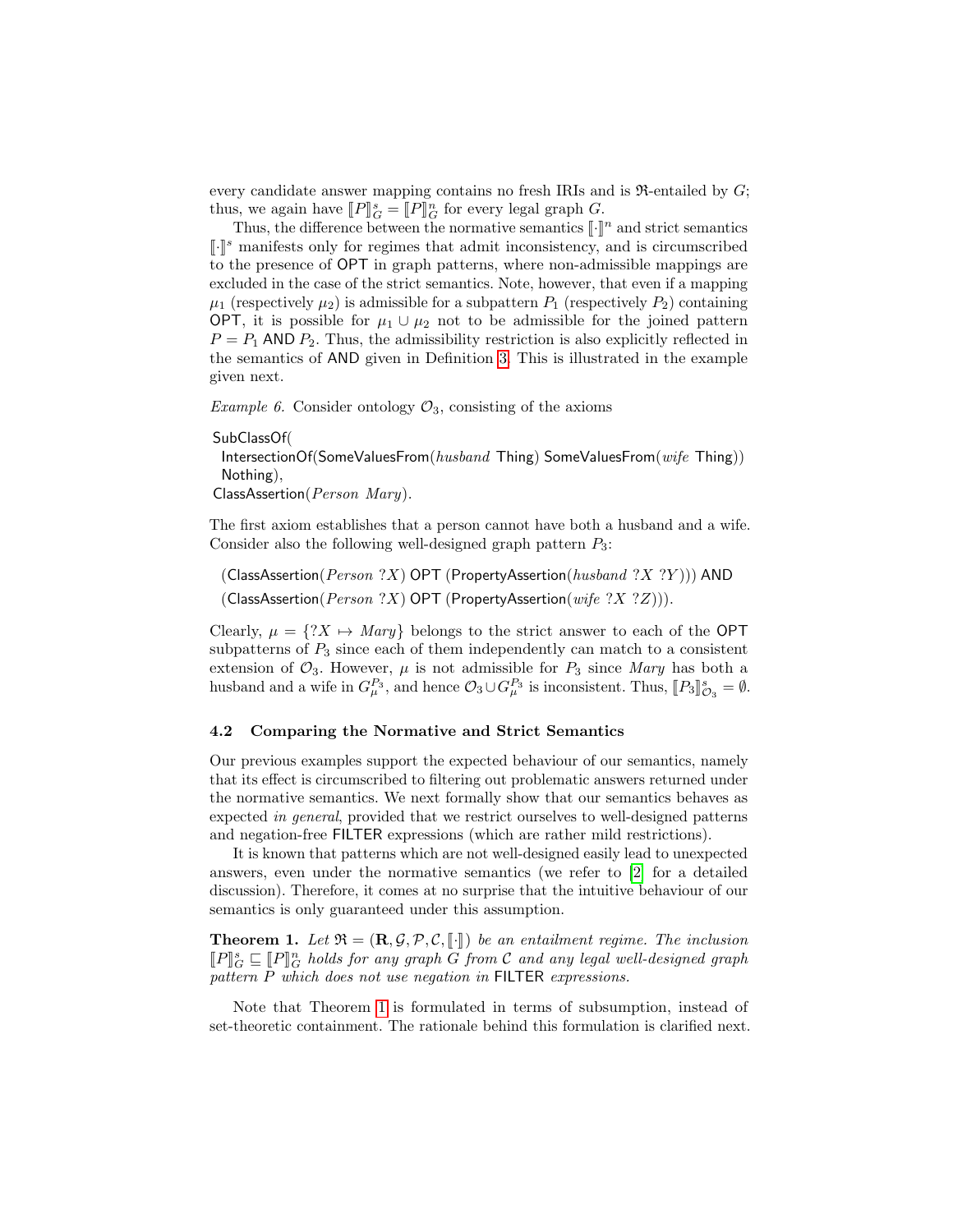every candidate answer mapping contains no fresh IRIs and is $\mathfrak{R}$-entailed by $G$; thus, we again have $[\![P]\!]^s_G = [\![P]\!]^n_G$ for every legal graph $G$.

Thus, the difference between the normative semantics $[\![\cdot]\!]^n$ and strict semantics $[\![\cdot]\!]^s$ manifests only for regimes that admit inconsistency, and is circumscribed to the presence of OPT in graph patterns, where non-admissible mappings are excluded in the case of the strict semantics. Note, however, that even if a mapping $\mu_1$ (respectively $\mu_2$) is admissible for a subpattern $P_1$ (respectively $P_2$) containing OPT, it is possible for $\mu_1 \cup \mu_2$ not to be admissible for the joined pattern $P = P_1$ AND $P_2$. Thus, the admissibility restriction is also explicitly reflected in the semantics of AND given in Definition 3. This is illustrated in the example given next.

*Example 6.* Consider ontology $\mathcal{O}_3$, consisting of the axioms

SubClassOf(
  IntersectionOf(SomeValuesFrom(*husband* Thing) SomeValuesFrom(*wife* Thing))
  Nothing),
ClassAssertion(*Person Mary*).

The first axiom establishes that a person cannot have both a husband and a wife. Consider also the following well-designed graph pattern $P_3$:

(ClassAssertion($Person\ ?X$) OPT (PropertyAssertion($husband\ ?X\ ?Y$))) AND
(ClassAssertion($Person\ ?X$) OPT (PropertyAssertion($wife\ ?X\ ?Z$))).

Clearly, $\mu = \{?X \mapsto Mary\}$ belongs to the strict answer to each of the OPT subpatterns of $P_3$ since each of them independently can match to a consistent extension of $\mathcal{O}_3$. However, $\mu$ is not admissible for $P_3$ since *Mary* has both a husband and a wife in $G^{P_3}_\mu$, and hence $\mathcal{O}_3 \cup G^{P_3}_\mu$ is inconsistent. Thus, $[\![P_3]\!]^s_{\mathcal{O}_3} = \emptyset$.

### 4.2 Comparing the Normative and Strict Semantics

Our previous examples support the expected behaviour of our semantics, namely that its effect is circumscribed to filtering out problematic answers returned under the normative semantics. We next formally show that our semantics behaves as expected *in general*, provided that we restrict ourselves to well-designed patterns and negation-free FILTER expressions (which are rather mild restrictions).

It is known that patterns which are not well-designed easily lead to unexpected answers, even under the normative semantics (we refer to [2] for a detailed discussion). Therefore, it comes at no surprise that the intuitive behaviour of our semantics is only guaranteed under this assumption.

**Theorem 1.** *Let $\mathfrak{R} = (\mathbf{R}, \mathcal{G}, \mathcal{P}, \mathcal{C}, [\![\cdot]\!])$ be an entailment regime. The inclusion $[\![P]\!]^s_G \sqsubseteq [\![P]\!]^n_G$ holds for any graph $G$ from $\mathcal{C}$ and any legal well-designed graph pattern $P$ which does not use negation in* FILTER *expressions.*

Note that Theorem 1 is formulated in terms of subsumption, instead of set-theoretic containment. The rationale behind this formulation is clarified next.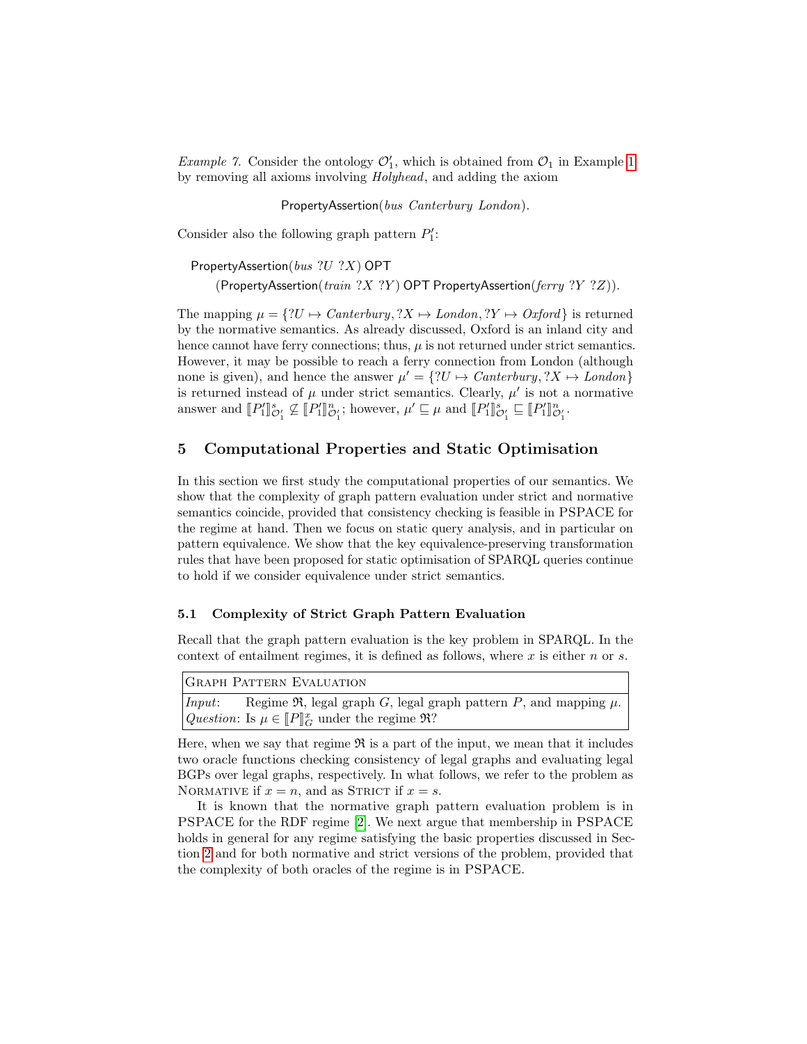*Example 7.* Consider the ontology $\mathcal{O}_1'$, which is obtained from $\mathcal{O}_1$ in Example 1 by removing all axioms involving *Holyhead*, and adding the axiom

$$\mathsf{PropertyAssertion}(\mathit{bus}\ \mathit{Canterbury}\ \mathit{London}).$$

Consider also the following graph pattern $P_1'$:

$$\mathsf{PropertyAssertion}(\mathit{bus}\ ?U\ ?X)\ \mathsf{OPT}$$
$$(\mathsf{PropertyAssertion}(\mathit{train}\ ?X\ ?Y)\ \mathsf{OPT}\ \mathsf{PropertyAssertion}(\mathit{ferry}\ ?Y\ ?Z)).$$

The mapping $\mu = \{?U \mapsto \mathit{Canterbury}, ?X \mapsto \mathit{London}, ?Y \mapsto \mathit{Oxford}\}$ is returned by the normative semantics. As already discussed, Oxford is an inland city and hence cannot have ferry connections; thus, $\mu$ is not returned under strict semantics. However, it may be possible to reach a ferry connection from London (although none is given), and hence the answer $\mu' = \{?U \mapsto \mathit{Canterbury}, ?X \mapsto \mathit{London}\}$ is returned instead of $\mu$ under strict semantics. Clearly, $\mu'$ is not a normative answer and $[\![P_1']\!]^s_{\mathcal{O}_1'} \not\subseteq [\![P_1']\!]^n_{\mathcal{O}_1'}$; however, $\mu' \sqsubseteq \mu$ and $[\![P_1']\!]^s_{\mathcal{O}_1'} \sqsubseteq [\![P_1']\!]^n_{\mathcal{O}_1'}$.

## 5 Computational Properties and Static Optimisation

In this section we first study the computational properties of our semantics. We show that the complexity of graph pattern evaluation under strict and normative semantics coincide, provided that consistency checking is feasible in PSPACE for the regime at hand. Then we focus on static query analysis, and in particular on pattern equivalence. We show that the key equivalence-preserving transformation rules that have been proposed for static optimisation of SPARQL queries continue to hold if we consider equivalence under strict semantics.

### 5.1 Complexity of Strict Graph Pattern Evaluation

Recall that the graph pattern evaluation is the key problem in SPARQL. In the context of entailment regimes, it is defined as follows, where $x$ is either $n$ or $s$.

| Graph Pattern Evaluation |
| --- |
| *Input*: Regime $\mathfrak{R}$, legal graph $G$, legal graph pattern $P$, and mapping $\mu$. <br> *Question*: Is $\mu \in [\![P]\!]^x_G$ under the regime $\mathfrak{R}$? |

Here, when we say that regime $\mathfrak{R}$ is a part of the input, we mean that it includes two oracle functions checking consistency of legal graphs and evaluating legal BGPs over legal graphs, respectively. In what follows, we refer to the problem as Normative if $x = n$, and as Strict if $x = s$.

It is known that the normative graph pattern evaluation problem is in PSPACE for the RDF regime [2]. We next argue that membership in PSPACE holds in general for any regime satisfying the basic properties discussed in Section 2 and for both normative and strict versions of the problem, provided that the complexity of both oracles of the regime is in PSPACE.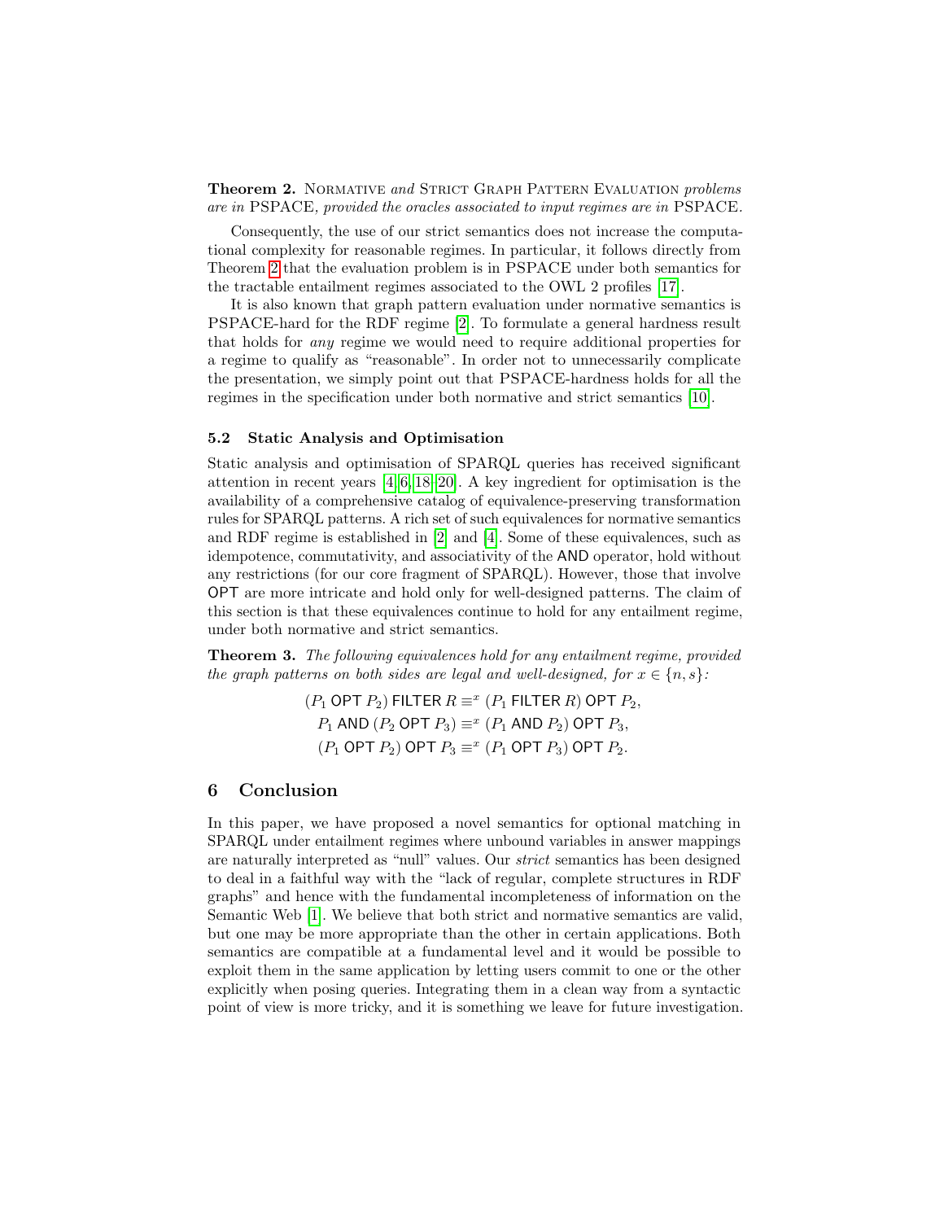**Theorem 2.** *Normative and Strict Graph Pattern Evaluation problems are in* PSPACE*, provided the oracles associated to input regimes are in* PSPACE*.*

Consequently, the use of our strict semantics does not increase the computational complexity for reasonable regimes. In particular, it follows directly from Theorem 2 that the evaluation problem is in PSPACE under both semantics for the tractable entailment regimes associated to the OWL 2 profiles [17].

It is also known that graph pattern evaluation under normative semantics is PSPACE-hard for the RDF regime [2]. To formulate a general hardness result that holds for *any* regime we would need to require additional properties for a regime to qualify as "reasonable". In order not to unnecessarily complicate the presentation, we simply point out that PSPACE-hardness holds for all the regimes in the specification under both normative and strict semantics [10].

### 5.2 Static Analysis and Optimisation

Static analysis and optimisation of SPARQL queries has received significant attention in recent years [4,6,18–20]. A key ingredient for optimisation is the availability of a comprehensive catalog of equivalence-preserving transformation rules for SPARQL patterns. A rich set of such equivalences for normative semantics and RDF regime is established in [2] and [4]. Some of these equivalences, such as idempotence, commutativity, and associativity of the AND operator, hold without any restrictions (for our core fragment of SPARQL). However, those that involve OPT are more intricate and hold only for well-designed patterns. The claim of this section is that these equivalences continue to hold for any entailment regime, under both normative and strict semantics.

**Theorem 3.** *The following equivalences hold for any entailment regime, provided the graph patterns on both sides are legal and well-designed, for $x \in \{n, s\}$:*

$$(P_1 \ \mathsf{OPT}\ P_2)\ \mathsf{FILTER}\ R \equiv^x (P_1\ \mathsf{FILTER}\ R)\ \mathsf{OPT}\ P_2,$$
$$P_1\ \mathsf{AND}\ (P_2\ \mathsf{OPT}\ P_3) \equiv^x (P_1\ \mathsf{AND}\ P_2)\ \mathsf{OPT}\ P_3,$$
$$(P_1\ \mathsf{OPT}\ P_2)\ \mathsf{OPT}\ P_3 \equiv^x (P_1\ \mathsf{OPT}\ P_3)\ \mathsf{OPT}\ P_2.$$

## 6 Conclusion

In this paper, we have proposed a novel semantics for optional matching in SPARQL under entailment regimes where unbound variables in answer mappings are naturally interpreted as "null" values. Our *strict* semantics has been designed to deal in a faithful way with the "lack of regular, complete structures in RDF graphs" and hence with the fundamental incompleteness of information on the Semantic Web [1]. We believe that both strict and normative semantics are valid, but one may be more appropriate than the other in certain applications. Both semantics are compatible at a fundamental level and it would be possible to exploit them in the same application by letting users commit to one or the other explicitly when posing queries. Integrating them in a clean way from a syntactic point of view is more tricky, and it is something we leave for future investigation.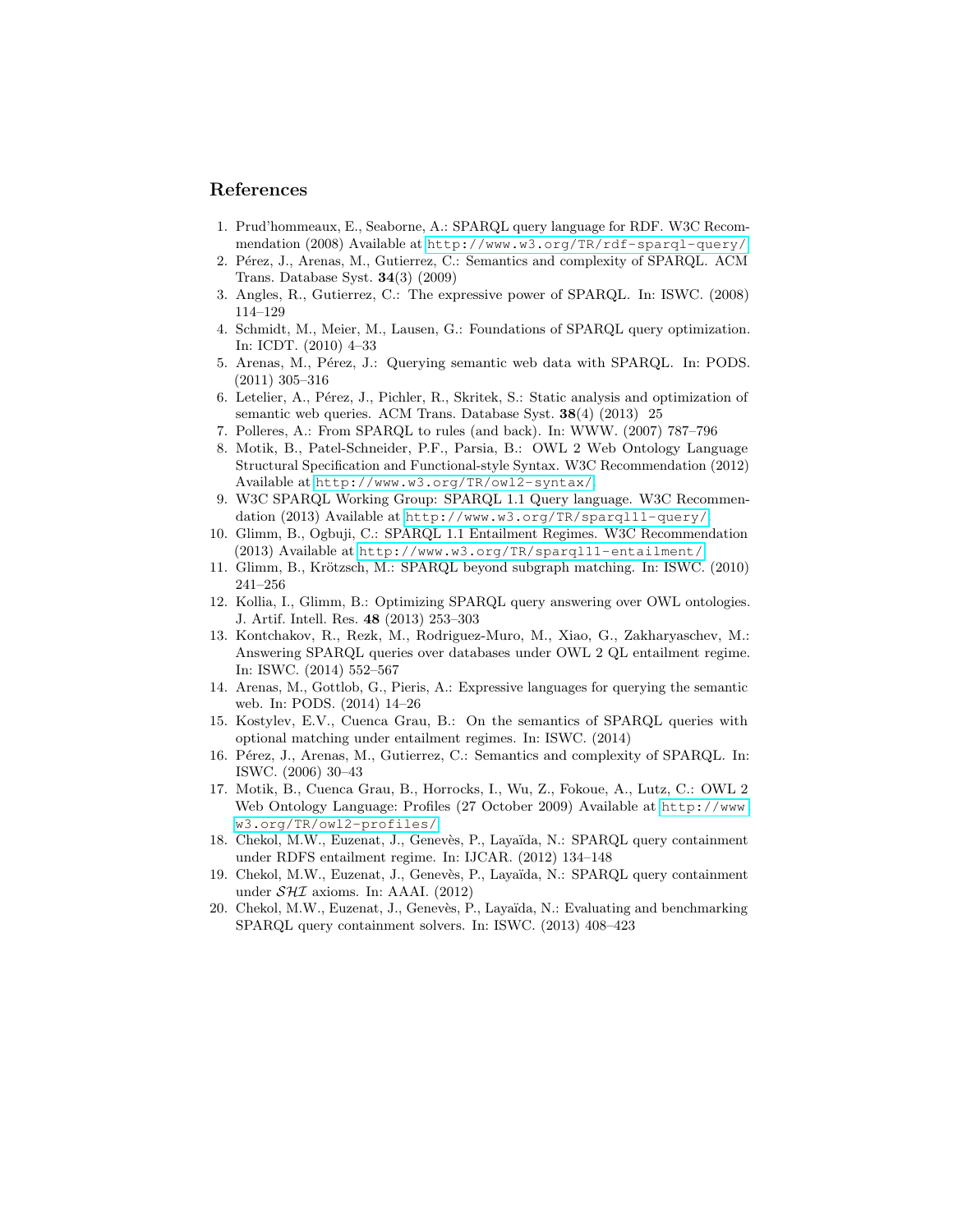## References

1. Prud'hommeaux, E., Seaborne, A.: SPARQL query language for RDF. W3C Recommendation (2008) Available at http://www.w3.org/TR/rdf-sparql-query/
2. Pérez, J., Arenas, M., Gutierrez, C.: Semantics and complexity of SPARQL. ACM Trans. Database Syst. **34**(3) (2009)
3. Angles, R., Gutierrez, C.: The expressive power of SPARQL. In: ISWC. (2008) 114–129
4. Schmidt, M., Meier, M., Lausen, G.: Foundations of SPARQL query optimization. In: ICDT. (2010) 4–33
5. Arenas, M., Pérez, J.: Querying semantic web data with SPARQL. In: PODS. (2011) 305–316
6. Letelier, A., Pérez, J., Pichler, R., Skritek, S.: Static analysis and optimization of semantic web queries. ACM Trans. Database Syst. **38**(4) (2013) 25
7. Polleres, A.: From SPARQL to rules (and back). In: WWW. (2007) 787–796
8. Motik, B., Patel-Schneider, P.F., Parsia, B.: OWL 2 Web Ontology Language Structural Specification and Functional-style Syntax. W3C Recommendation (2012) Available at http://www.w3.org/TR/owl2-syntax/
9. W3C SPARQL Working Group: SPARQL 1.1 Query language. W3C Recommendation (2013) Available at http://www.w3.org/TR/sparql11-query/
10. Glimm, B., Ogbuji, C.: SPARQL 1.1 Entailment Regimes. W3C Recommendation (2013) Available at http://www.w3.org/TR/sparql11-entailment/
11. Glimm, B., Krötzsch, M.: SPARQL beyond subgraph matching. In: ISWC. (2010) 241–256
12. Kollia, I., Glimm, B.: Optimizing SPARQL query answering over OWL ontologies. J. Artif. Intell. Res. **48** (2013) 253–303
13. Kontchakov, R., Rezk, M., Rodriguez-Muro, M., Xiao, G., Zakharyaschev, M.: Answering SPARQL queries over databases under OWL 2 QL entailment regime. In: ISWC. (2014) 552–567
14. Arenas, M., Gottlob, G., Pieris, A.: Expressive languages for querying the semantic web. In: PODS. (2014) 14–26
15. Kostylev, E.V., Cuenca Grau, B.: On the semantics of SPARQL queries with optional matching under entailment regimes. In: ISWC. (2014)
16. Pérez, J., Arenas, M., Gutierrez, C.: Semantics and complexity of SPARQL. In: ISWC. (2006) 30–43
17. Motik, B., Cuenca Grau, B., Horrocks, I., Wu, Z., Fokoue, A., Lutz, C.: OWL 2 Web Ontology Language: Profiles (27 October 2009) Available at http://www.w3.org/TR/owl2-profiles/
18. Chekol, M.W., Euzenat, J., Genevès, P., Layaïda, N.: SPARQL query containment under RDFS entailment regime. In: IJCAR. (2012) 134–148
19. Chekol, M.W., Euzenat, J., Genevès, P., Layaïda, N.: SPARQL query containment under $\mathcal{SHI}$ axioms. In: AAAI. (2012)
20. Chekol, M.W., Euzenat, J., Genevès, P., Layaïda, N.: Evaluating and benchmarking SPARQL query containment solvers. In: ISWC. (2013) 408–423